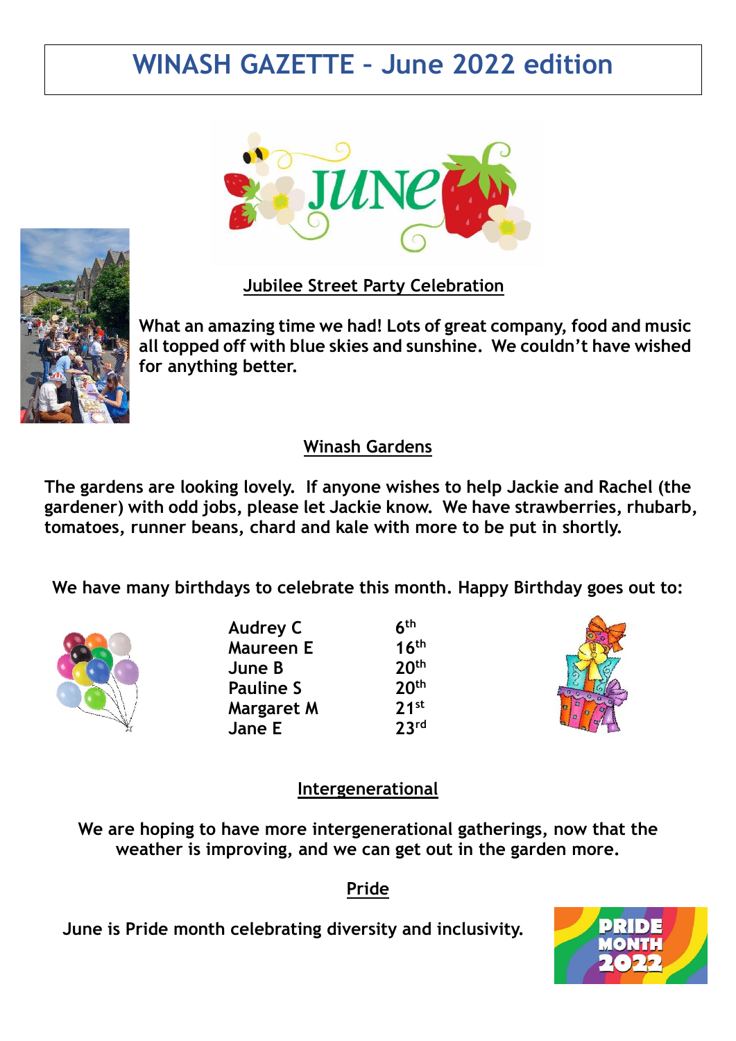# WINASH GAZETTE – June 2022 edition

## Jubilee Street Party Celebration

**What an amazing time we had! Lots of great company, food and music all topped off with blue skies and sunshine. We couldn't have wished for anything better.**

## Winash Gardens

**The gardens are looking lovely. If anyone wishes to help Jackie and Rachel (the gardener) with odd jobs, please let Jackie know. We have strawberries, rhubarb, tomatoes, runner beans, chard and kale with more to be put in shortly.**

**We have many birthdays to celebrate this month. Happy Birthday goes out to:**

| | |
|---|---|
| Audrey C | 6th |
| Maureen E | 16th |
| June B | 20th |
| Pauline S | 20th |
| Margaret M | 21st |
| Jane E | 23rd |

## Intergenerational

**We are hoping to have more intergenerational gatherings, now that the weather is improving, and we can get out in the garden more.**

## Pride

**June is Pride month celebrating diversity and inclusivity.**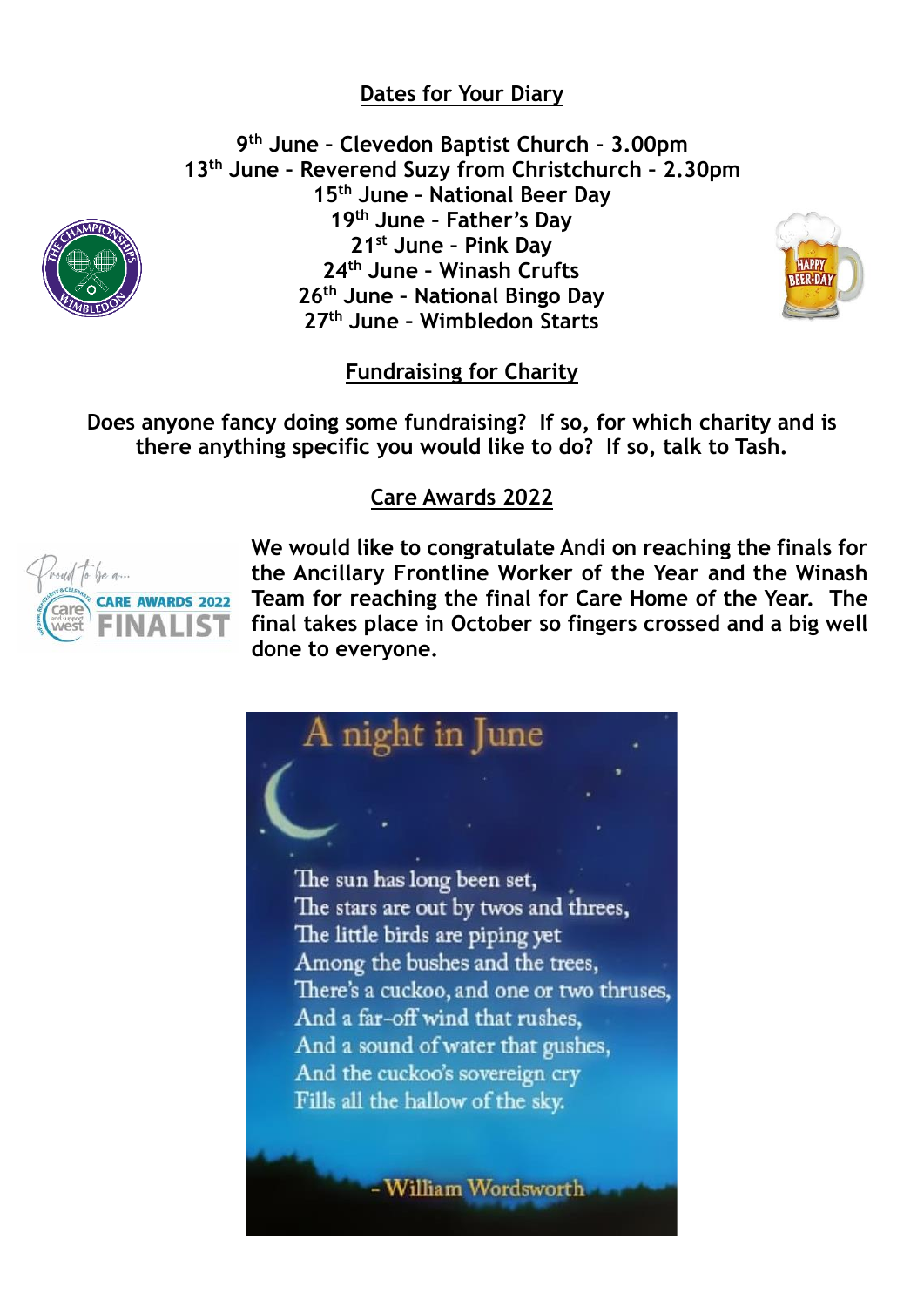## Dates for Your Diary

9th June – Clevedon Baptist Church – 3.00pm
13th June – Reverend Suzy from Christchurch – 2.30pm
15th June – National Beer Day
19th June – Father's Day
21st June – Pink Day
24th June – Winash Crufts
26th June – National Bingo Day
27th June – Wimbledon Starts

## Fundraising for Charity

**Does anyone fancy doing some fundraising? If so, for which charity and is there anything specific you would like to do? If so, talk to Tash.**

## Care Awards 2022

**We would like to congratulate Andi on reaching the finals for the Ancillary Frontline Worker of the Year and the Winash Team for reaching the final for Care Home of the Year. The final takes place in October so fingers crossed and a big well done to everyone.**

A night in June

The sun has long been set,
The stars are out by twos and threes,
The little birds are piping yet
Among the bushes and the trees,
There's a cuckoo, and one or two thruses,
And a far-off wind that rushes,
And a sound of water that gushes,
And the cuckoo's sovereign cry
Fills all the hallow of the sky.

– William Wordsworth